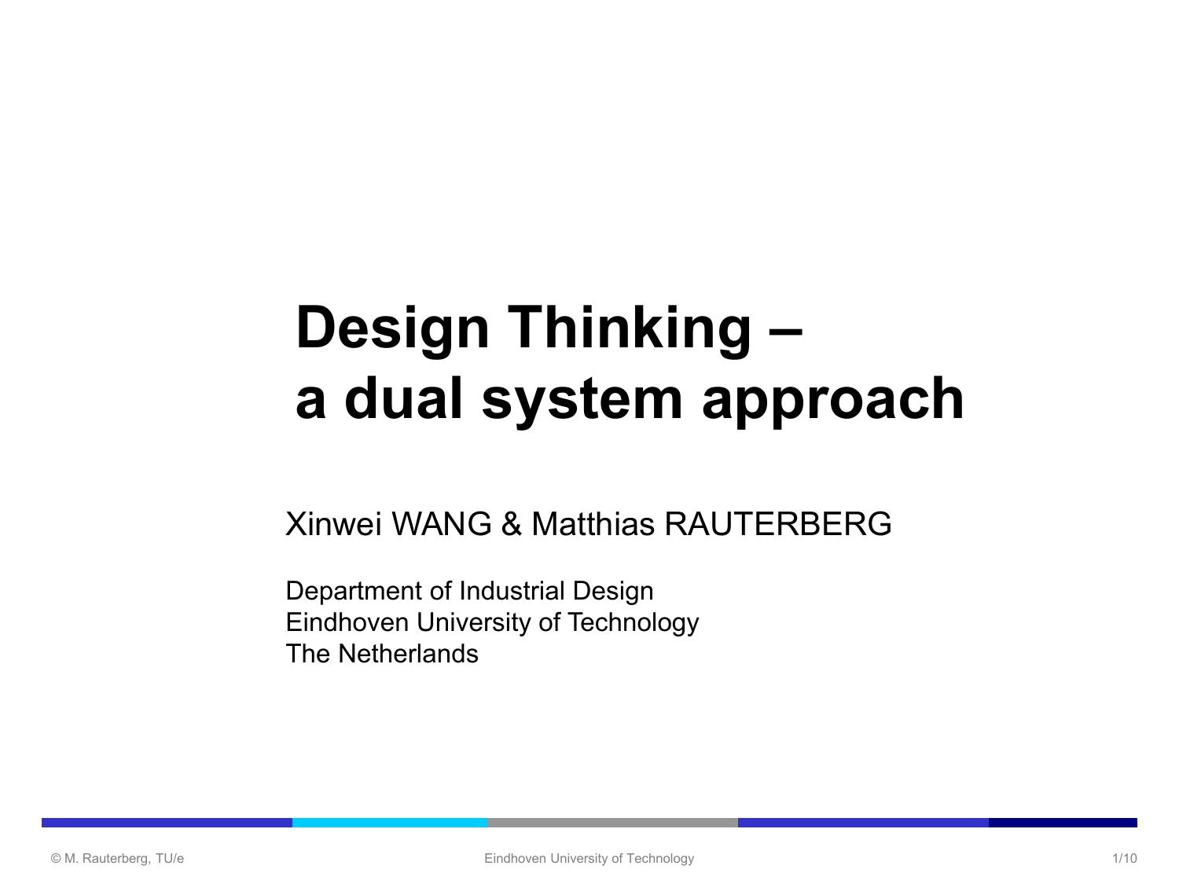# Design Thinking – a dual system approach

Xinwei WANG & Matthias RAUTERBERG

Department of Industrial Design
Eindhoven University of Technology
The Netherlands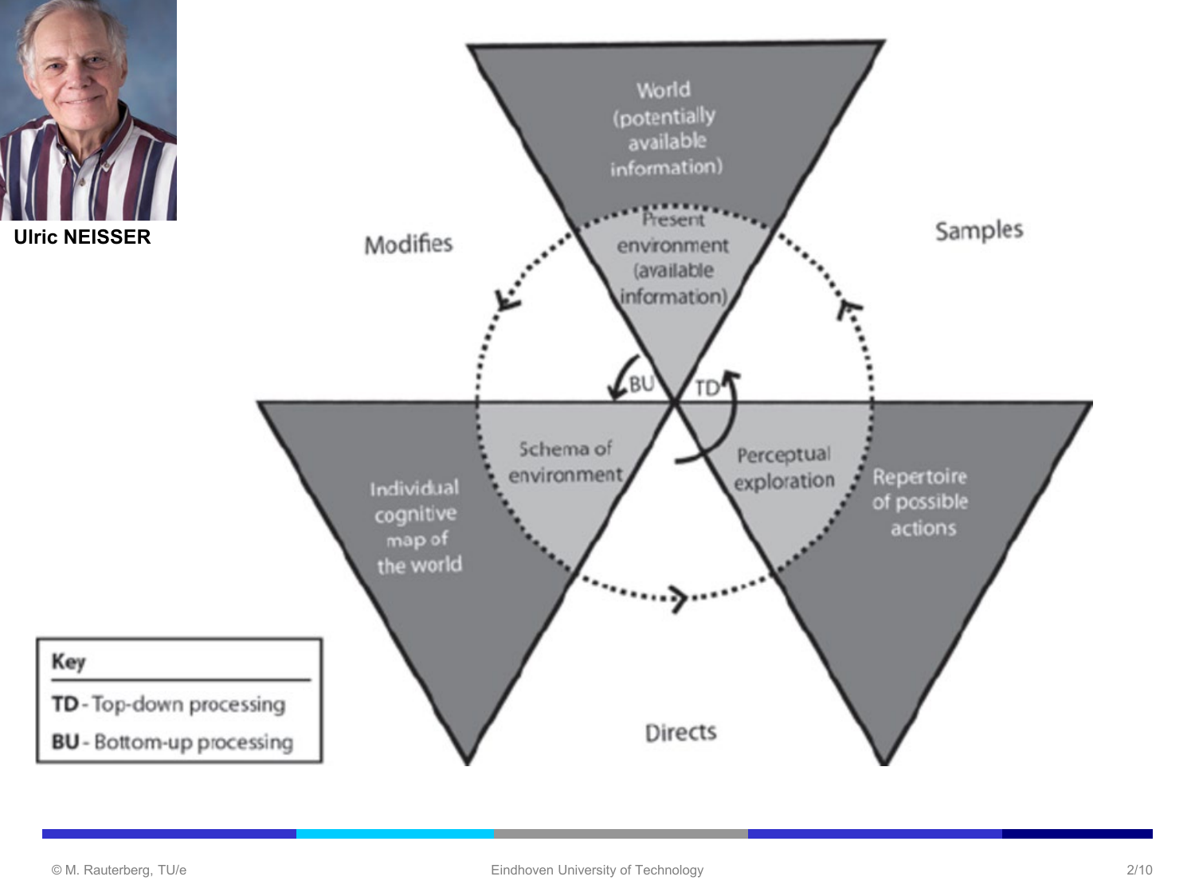Ulric NEISSER

World (potentially available information)

Present environment (available information)

Modifies

Samples

BU

TD

Schema of environment

Perceptual exploration

Individual cognitive map of the world

Repertoire of possible actions

Directs

**Key**

**TD** - Top-down processing

**BU** - Bottom-up processing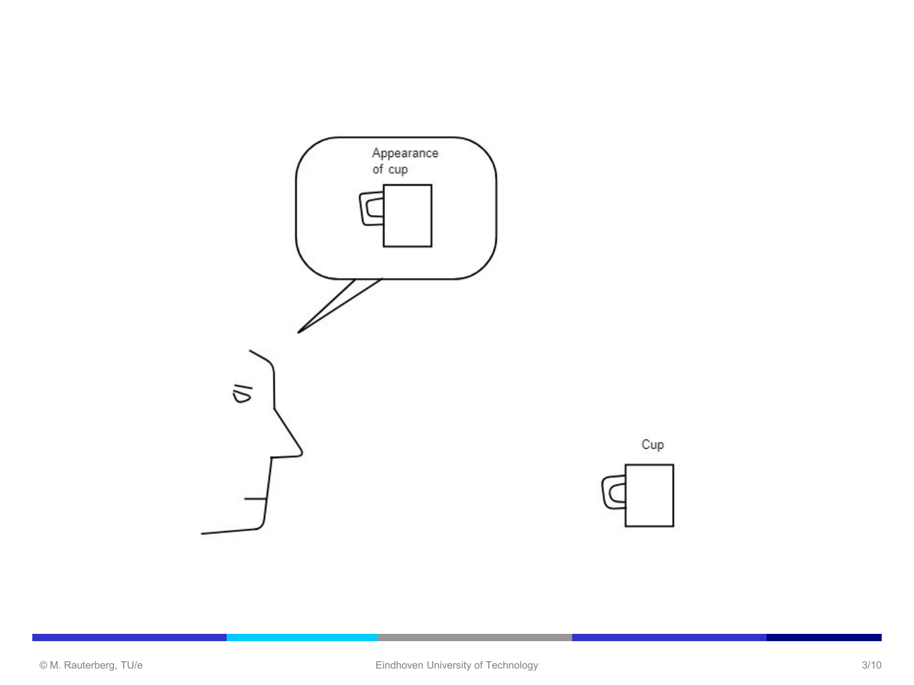Appearance of cup

Cup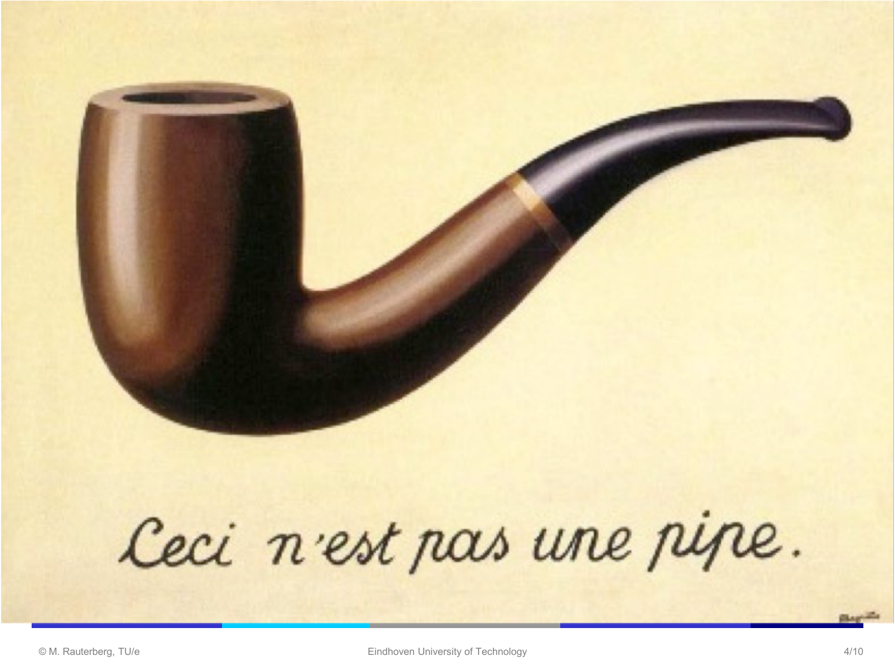Ceci n'est pas une pipe.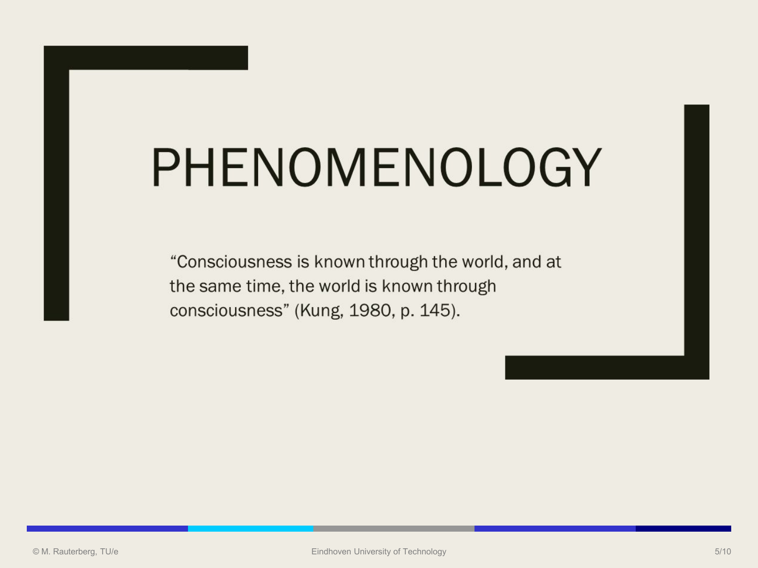# PHENOMENOLOGY

"Consciousness is known through the world, and at the same time, the world is known through consciousness" (Kung, 1980, p. 145).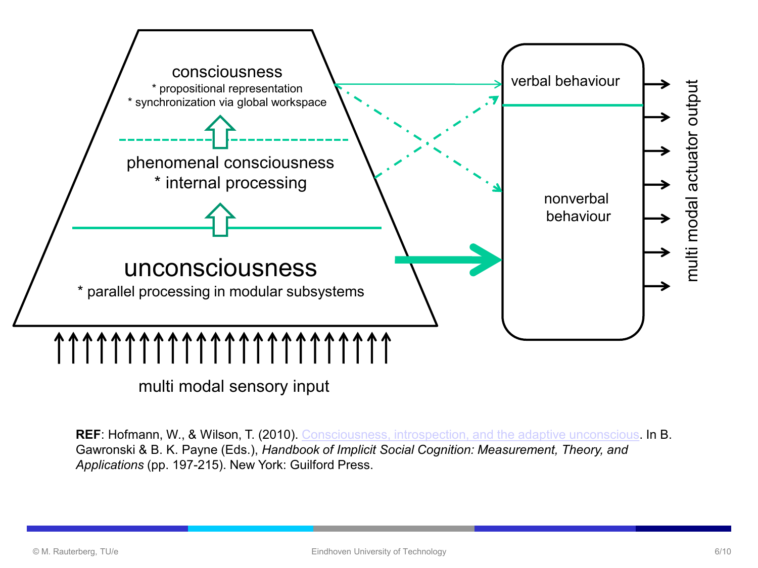consciousness
* propositional representation
* synchronization via global workspace

phenomenal consciousness
* internal processing

unconsciousness
* parallel processing in modular subsystems

multi modal sensory input

verbal behaviour

nonverbal behaviour

multi modal actuator output

**REF**: Hofmann, W., & Wilson, T. (2010). Consciousness, introspection, and the adaptive unconscious. In B. Gawronski & B. K. Payne (Eds.), *Handbook of Implicit Social Cognition: Measurement, Theory, and Applications* (pp. 197-215). New York: Guilford Press.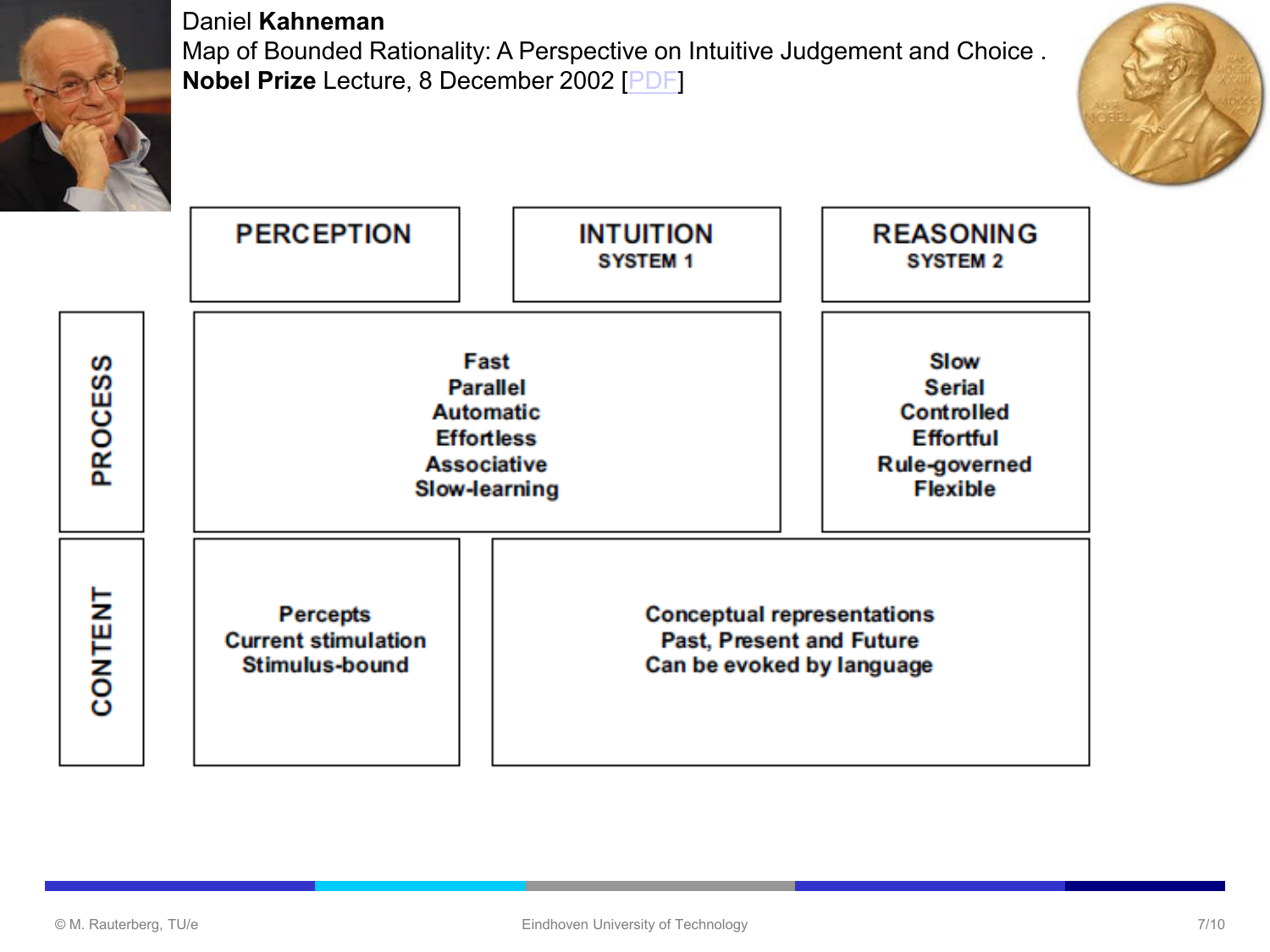Daniel **Kahneman**
Map of Bounded Rationality: A Perspective on Intuitive Judgement and Choice .
**Nobel Prize** Lecture, 8 December 2002 [PDF]

| | PERCEPTION | INTUITION SYSTEM 1 | REASONING SYSTEM 2 |
|---|---|---|---|
| PROCESS | | Fast, Parallel, Automatic, Effortless, Associative, Slow-learning | Slow, Serial, Controlled, Effortful, Rule-governed, Flexible |
| CONTENT | Percepts, Current stimulation, Stimulus-bound | Conceptual representations, Past, Present and Future, Can be evoked by language | |

© M. Rauterberg, TU/e

Eindhoven University of Technology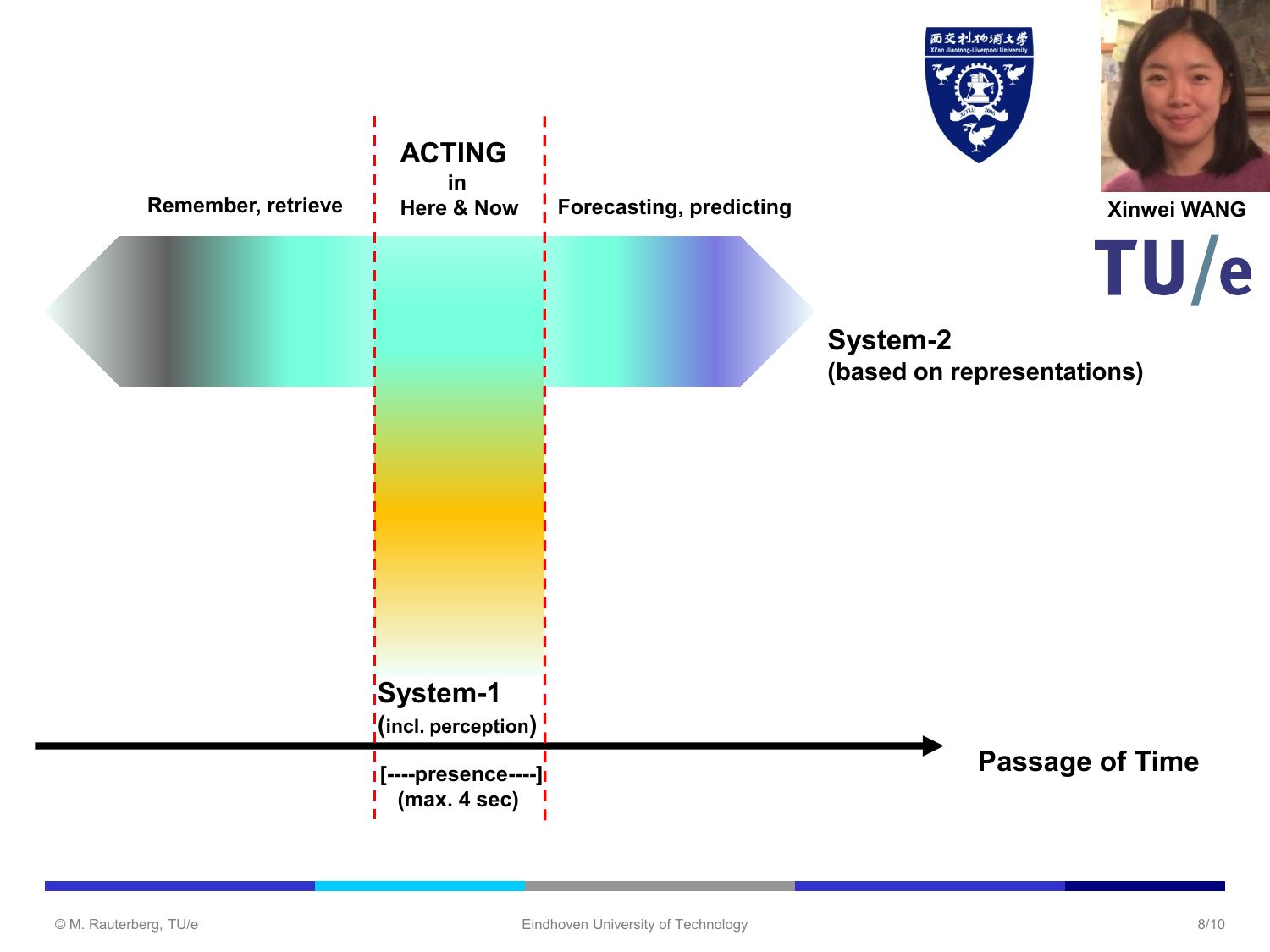Remember, retrieve

**ACTING**
in
Here & Now

Forecasting, predicting

**System-2**
(based on representations)

**System-1**
(incl. perception)

[----presence----]
(max. 4 sec)

**Passage of Time**

Xinwei WANG

TU/e

© M. Rauterberg, TU/e

Eindhoven University of Technology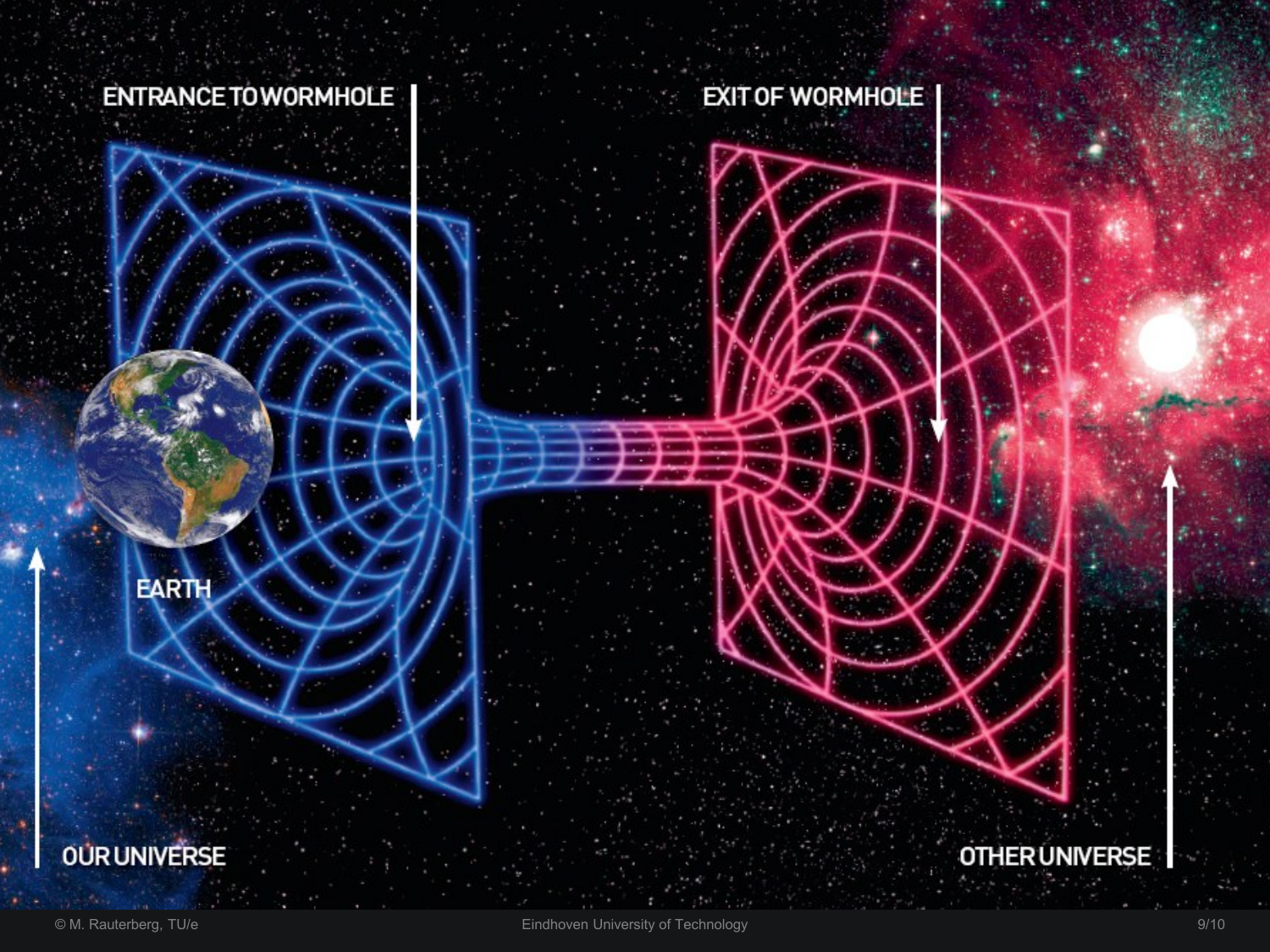ENTRANCE TO WORMHOLE

EXIT OF WORMHOLE

EARTH

OUR UNIVERSE

OTHER UNIVERSE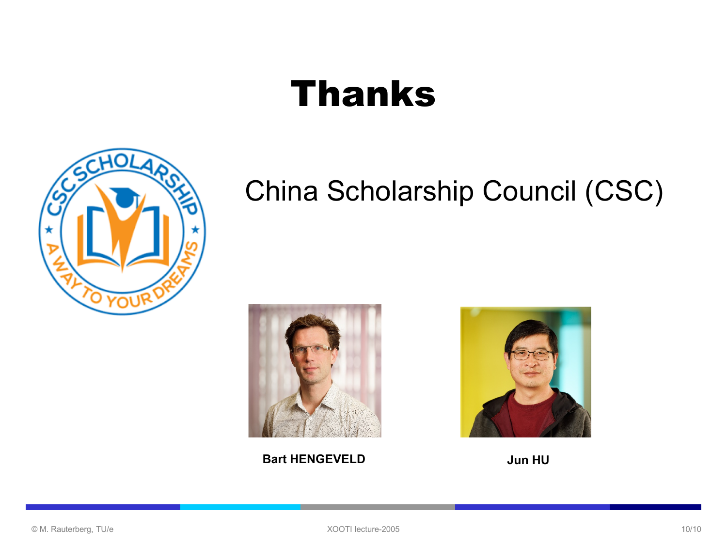# Thanks

China Scholarship Council (CSC)

**Bart HENGEVELD**

**Jun HU**